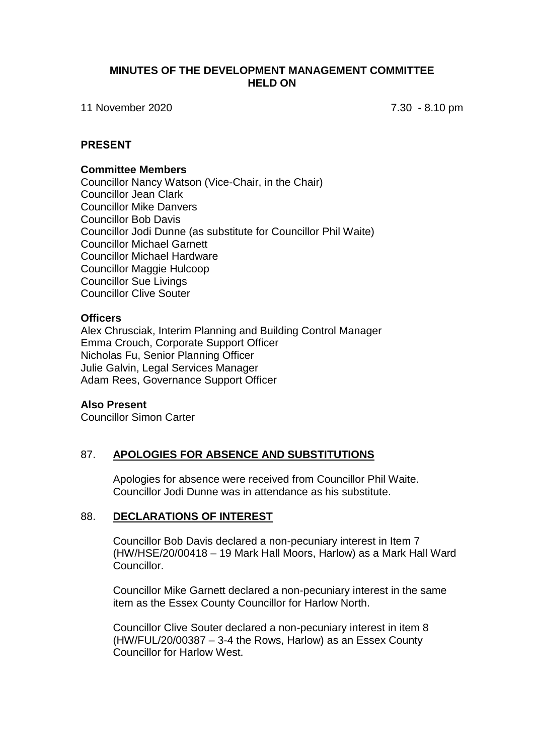**MINUTES OF THE DEVELOPMENT MANAGEMENT COMMITTEE HELD ON**

11 November 2020 7.30 - 8.10 pm

**PRESENT**

**Committee Members**

Councillor Nancy Watson (Vice-Chair, in the Chair)
Councillor Jean Clark
Councillor Mike Danvers
Councillor Bob Davis
Councillor Jodi Dunne (as substitute for Councillor Phil Waite)
Councillor Michael Garnett
Councillor Michael Hardware
Councillor Maggie Hulcoop
Councillor Sue Livings
Councillor Clive Souter

**Officers**

Alex Chrusciak, Interim Planning and Building Control Manager
Emma Crouch, Corporate Support Officer
Nicholas Fu, Senior Planning Officer
Julie Galvin, Legal Services Manager
Adam Rees, Governance Support Officer

**Also Present**

Councillor Simon Carter

87. **APOLOGIES FOR ABSENCE AND SUBSTITUTIONS**

Apologies for absence were received from Councillor Phil Waite. Councillor Jodi Dunne was in attendance as his substitute.

88. **DECLARATIONS OF INTEREST**

Councillor Bob Davis declared a non-pecuniary interest in Item 7 (HW/HSE/20/00418 – 19 Mark Hall Moors, Harlow) as a Mark Hall Ward Councillor.

Councillor Mike Garnett declared a non-pecuniary interest in the same item as the Essex County Councillor for Harlow North.

Councillor Clive Souter declared a non-pecuniary interest in item 8 (HW/FUL/20/00387 – 3-4 the Rows, Harlow) as an Essex County Councillor for Harlow West.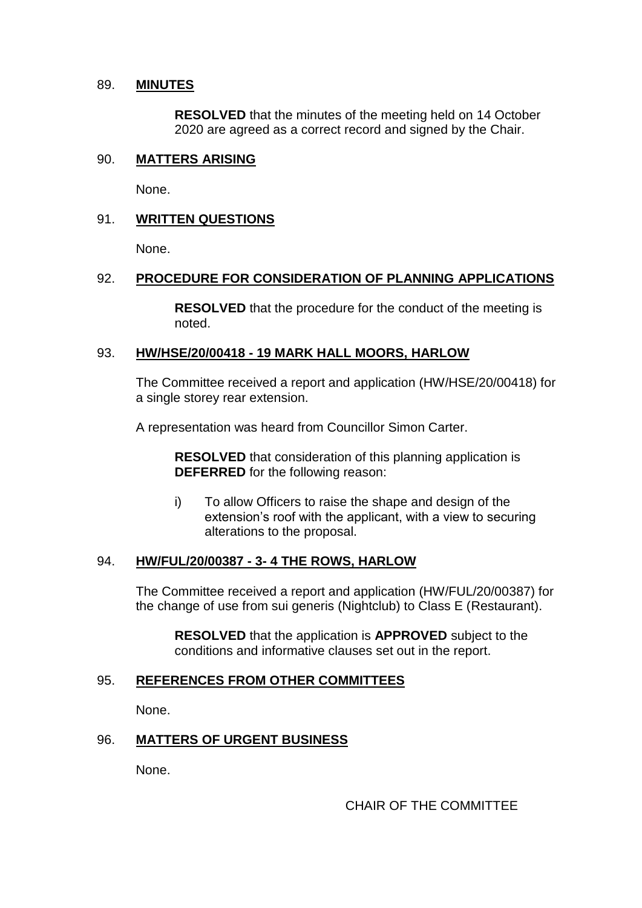## 89. **MINUTES**

**RESOLVED** that the minutes of the meeting held on 14 October 2020 are agreed as a correct record and signed by the Chair.

## 90. **MATTERS ARISING**

None.

## 91. **WRITTEN QUESTIONS**

None.

## 92. **PROCEDURE FOR CONSIDERATION OF PLANNING APPLICATIONS**

**RESOLVED** that the procedure for the conduct of the meeting is noted.

## 93. **HW/HSE/20/00418 - 19 MARK HALL MOORS, HARLOW**

The Committee received a report and application (HW/HSE/20/00418) for a single storey rear extension.

A representation was heard from Councillor Simon Carter.

**RESOLVED** that consideration of this planning application is **DEFERRED** for the following reason:

i) To allow Officers to raise the shape and design of the extension's roof with the applicant, with a view to securing alterations to the proposal.

## 94. **HW/FUL/20/00387 - 3- 4 THE ROWS, HARLOW**

The Committee received a report and application (HW/FUL/20/00387) for the change of use from sui generis (Nightclub) to Class E (Restaurant).

**RESOLVED** that the application is **APPROVED** subject to the conditions and informative clauses set out in the report.

## 95. **REFERENCES FROM OTHER COMMITTEES**

None.

## 96. **MATTERS OF URGENT BUSINESS**

None.

CHAIR OF THE COMMITTEE